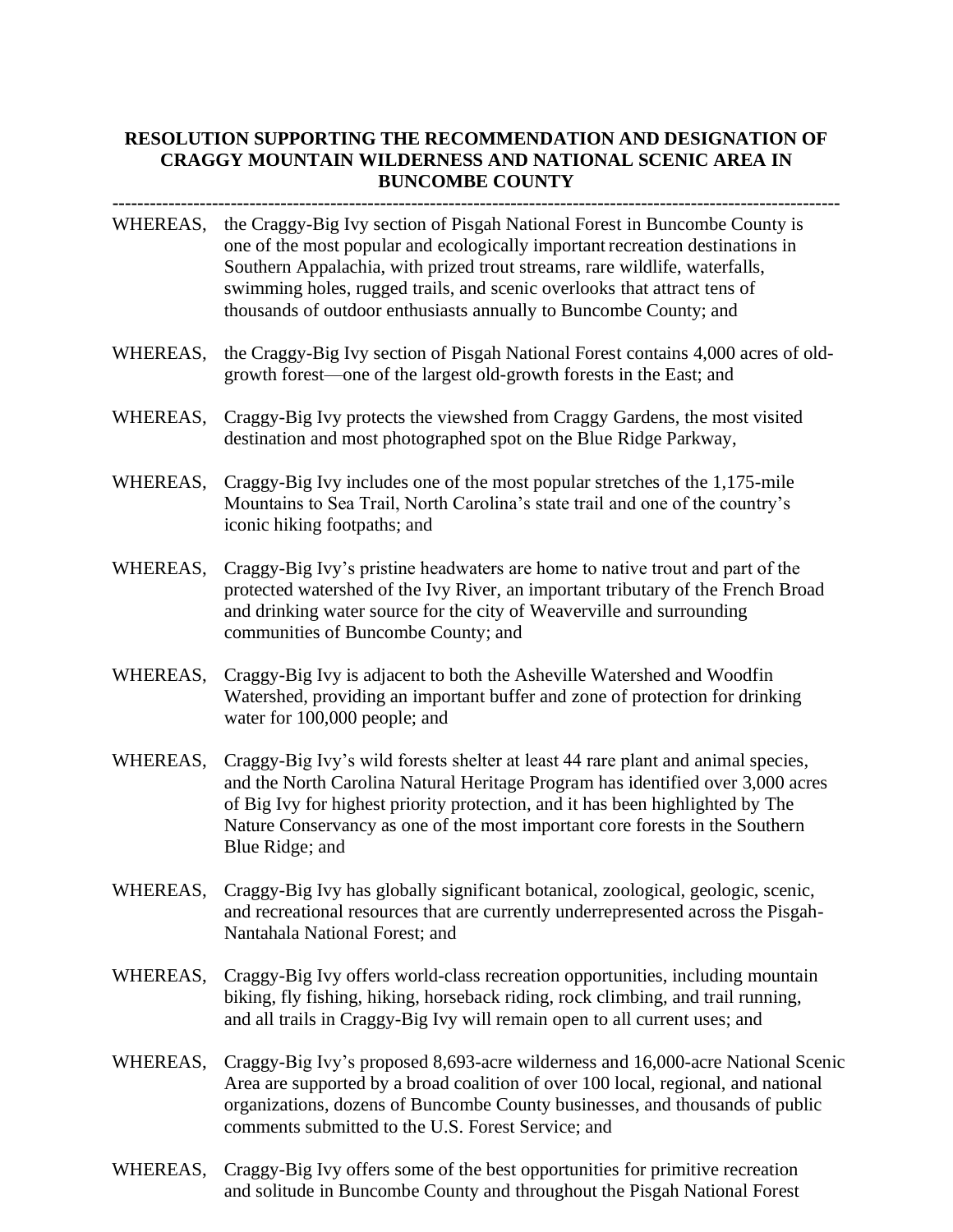**RESOLUTION SUPPORTING THE RECOMMENDATION AND DESIGNATION OF CRAGGY MOUNTAIN WILDERNESS AND NATIONAL SCENIC AREA IN BUNCOMBE COUNTY**

---

WHEREAS, the Craggy-Big Ivy section of Pisgah National Forest in Buncombe County is one of the most popular and ecologically important recreation destinations in Southern Appalachia, with prized trout streams, rare wildlife, waterfalls, swimming holes, rugged trails, and scenic overlooks that attract tens of thousands of outdoor enthusiasts annually to Buncombe County; and

WHEREAS, the Craggy-Big Ivy section of Pisgah National Forest contains 4,000 acres of old-growth forest—one of the largest old-growth forests in the East; and

WHEREAS, Craggy-Big Ivy protects the viewshed from Craggy Gardens, the most visited destination and most photographed spot on the Blue Ridge Parkway,

WHEREAS, Craggy-Big Ivy includes one of the most popular stretches of the 1,175-mile Mountains to Sea Trail, North Carolina's state trail and one of the country's iconic hiking footpaths; and

WHEREAS, Craggy-Big Ivy's pristine headwaters are home to native trout and part of the protected watershed of the Ivy River, an important tributary of the French Broad and drinking water source for the city of Weaverville and surrounding communities of Buncombe County; and

WHEREAS, Craggy-Big Ivy is adjacent to both the Asheville Watershed and Woodfin Watershed, providing an important buffer and zone of protection for drinking water for 100,000 people; and

WHEREAS, Craggy-Big Ivy's wild forests shelter at least 44 rare plant and animal species, and the North Carolina Natural Heritage Program has identified over 3,000 acres of Big Ivy for highest priority protection, and it has been highlighted by The Nature Conservancy as one of the most important core forests in the Southern Blue Ridge; and

WHEREAS, Craggy-Big Ivy has globally significant botanical, zoological, geologic, scenic, and recreational resources that are currently underrepresented across the Pisgah-Nantahala National Forest; and

WHEREAS, Craggy-Big Ivy offers world-class recreation opportunities, including mountain biking, fly fishing, hiking, horseback riding, rock climbing, and trail running, and all trails in Craggy-Big Ivy will remain open to all current uses; and

WHEREAS, Craggy-Big Ivy's proposed 8,693-acre wilderness and 16,000-acre National Scenic Area are supported by a broad coalition of over 100 local, regional, and national organizations, dozens of Buncombe County businesses, and thousands of public comments submitted to the U.S. Forest Service; and

WHEREAS, Craggy-Big Ivy offers some of the best opportunities for primitive recreation and solitude in Buncombe County and throughout the Pisgah National Forest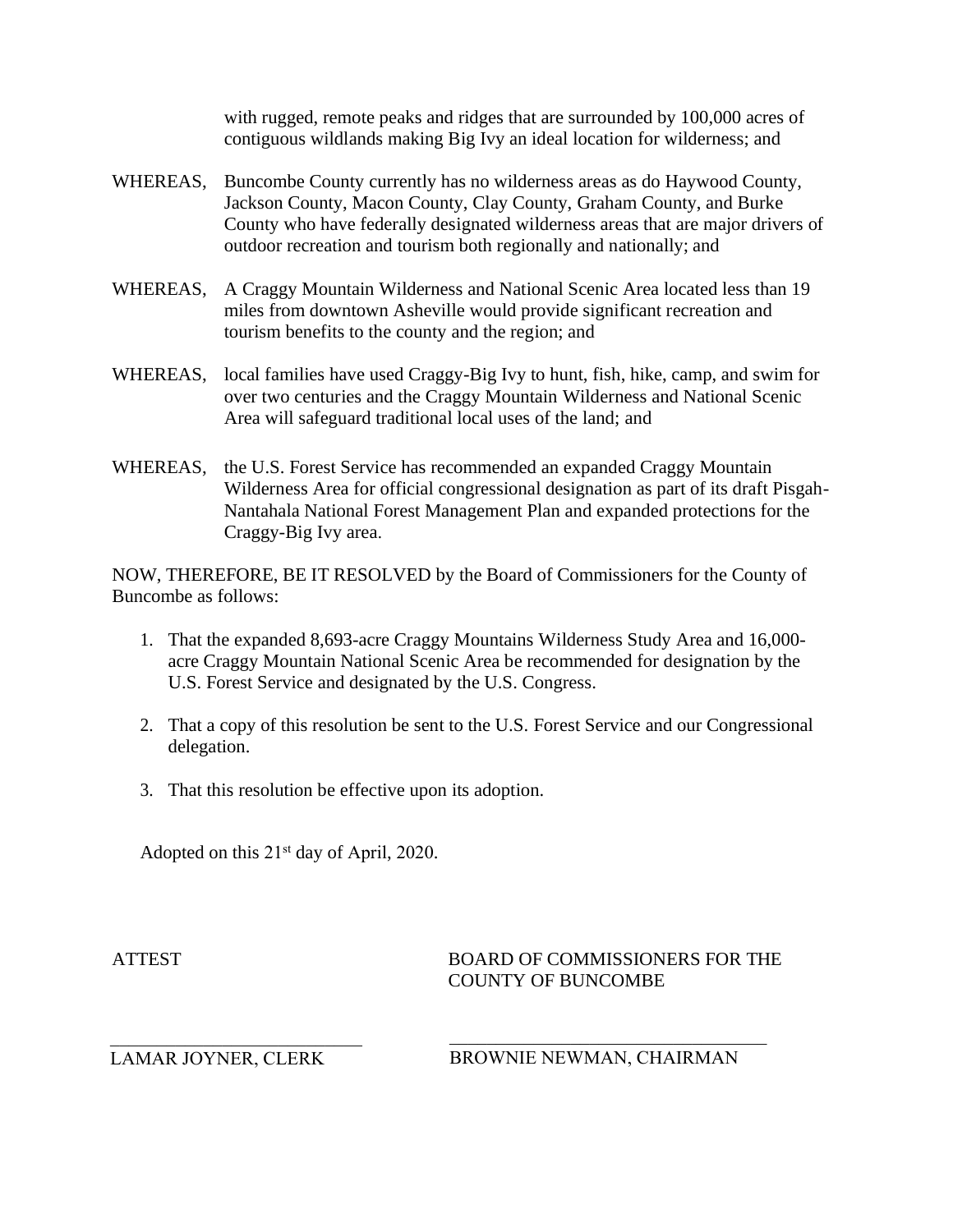with rugged, remote peaks and ridges that are surrounded by 100,000 acres of contiguous wildlands making Big Ivy an ideal location for wilderness; and

WHEREAS, Buncombe County currently has no wilderness areas as do Haywood County, Jackson County, Macon County, Clay County, Graham County, and Burke County who have federally designated wilderness areas that are major drivers of outdoor recreation and tourism both regionally and nationally; and

WHEREAS, A Craggy Mountain Wilderness and National Scenic Area located less than 19 miles from downtown Asheville would provide significant recreation and tourism benefits to the county and the region; and

WHEREAS, local families have used Craggy-Big Ivy to hunt, fish, hike, camp, and swim for over two centuries and the Craggy Mountain Wilderness and National Scenic Area will safeguard traditional local uses of the land; and

WHEREAS, the U.S. Forest Service has recommended an expanded Craggy Mountain Wilderness Area for official congressional designation as part of its draft Pisgah-Nantahala National Forest Management Plan and expanded protections for the Craggy-Big Ivy area.

NOW, THEREFORE, BE IT RESOLVED by the Board of Commissioners for the County of Buncombe as follows:

1. That the expanded 8,693-acre Craggy Mountains Wilderness Study Area and 16,000-acre Craggy Mountain National Scenic Area be recommended for designation by the U.S. Forest Service and designated by the U.S. Congress.
2. That a copy of this resolution be sent to the U.S. Forest Service and our Congressional delegation.
3. That this resolution be effective upon its adoption.

Adopted on this 21st day of April, 2020.

ATTEST

BOARD OF COMMISSIONERS FOR THE COUNTY OF BUNCOMBE

LAMAR JOYNER, CLERK

BROWNIE NEWMAN, CHAIRMAN